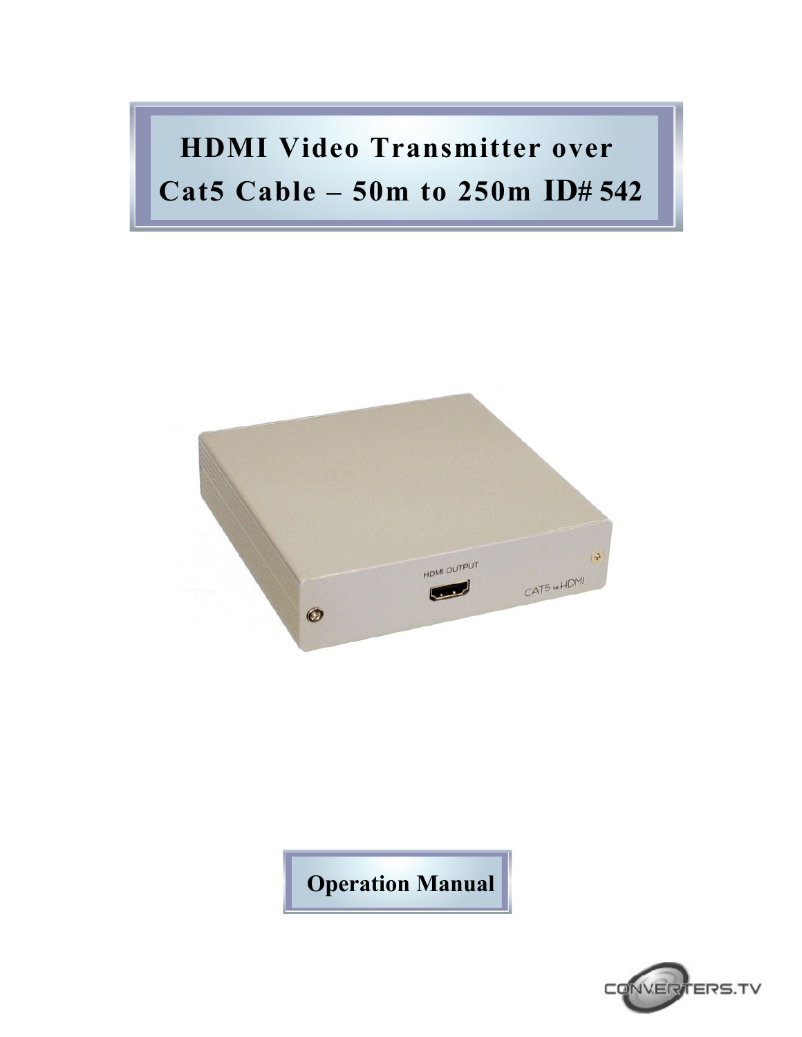# HDMI Video Transmitter over Cat5 Cable – 50m to 250m ID# 542

**Operation Manual**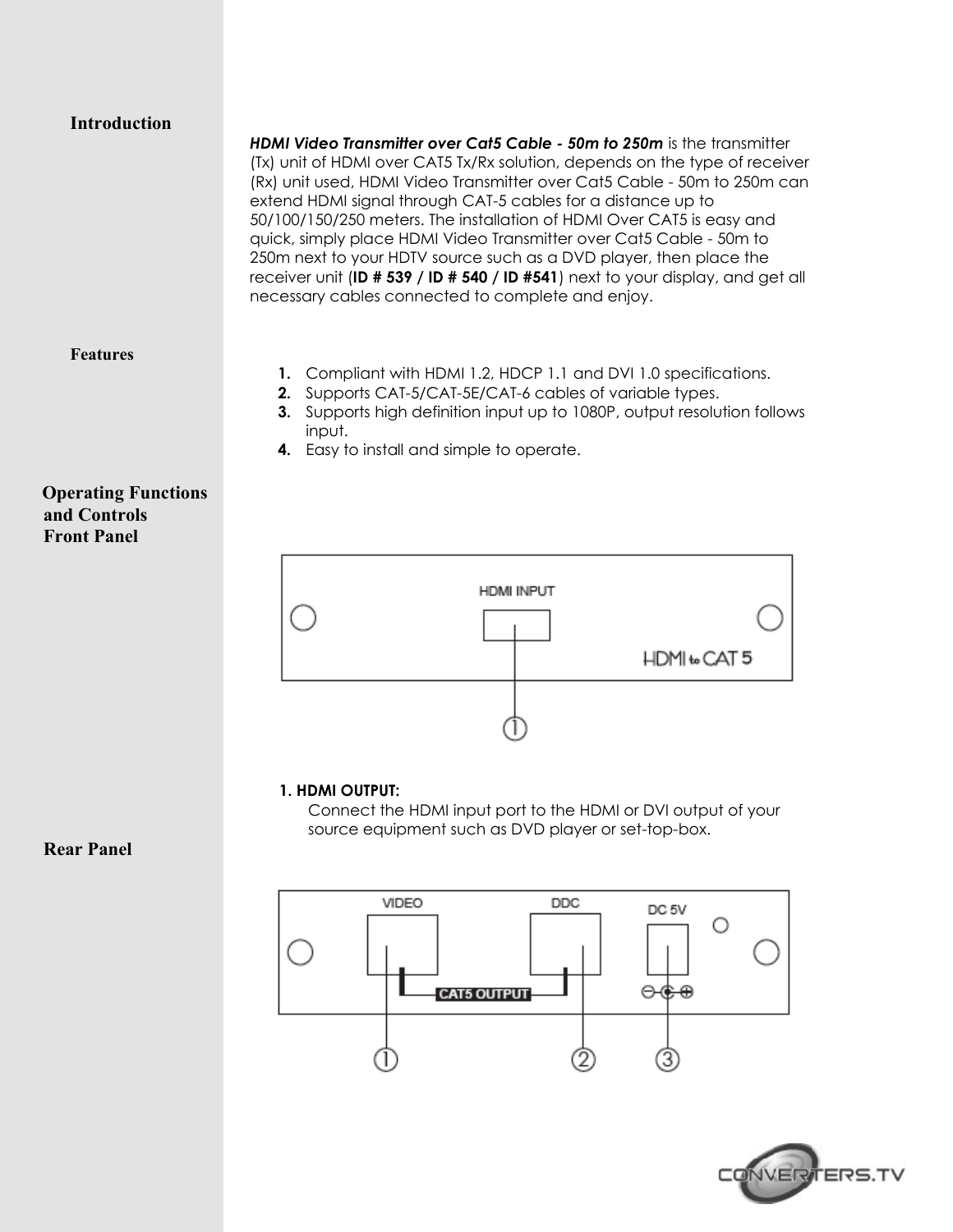## Introduction

***HDMI Video Transmitter over Cat5 Cable - 50m to 250m*** is the transmitter (Tx) unit of HDMI over CAT5 Tx/Rx solution, depends on the type of receiver (Rx) unit used, HDMI Video Transmitter over Cat5 Cable - 50m to 250m can extend HDMI signal through CAT-5 cables for a distance up to 50/100/150/250 meters. The installation of HDMI Over CAT5 is easy and quick, simply place HDMI Video Transmitter over Cat5 Cable - 50m to 250m next to your HDTV source such as a DVD player, then place the receiver unit (**ID # 539 / ID # 540 / ID #541**) next to your display, and get all necessary cables connected to complete and enjoy.

## Features

1. Compliant with HDMI 1.2, HDCP 1.1 and DVI 1.0 specifications.
2. Supports CAT-5/CAT-5E/CAT-6 cables of variable types.
3. Supports high definition input up to 1080P, output resolution follows input.
4. Easy to install and simple to operate.

## Operating Functions and Controls

### Front Panel

HDMI INPUT

HDMI to CAT 5

①

**1. HDMI OUTPUT:**
Connect the HDMI input port to the HDMI or DVI output of your source equipment such as DVD player or set-top-box.

### Rear Panel

VIDEO

DDC

DC 5V

CAT5 OUTPUT

① ② ③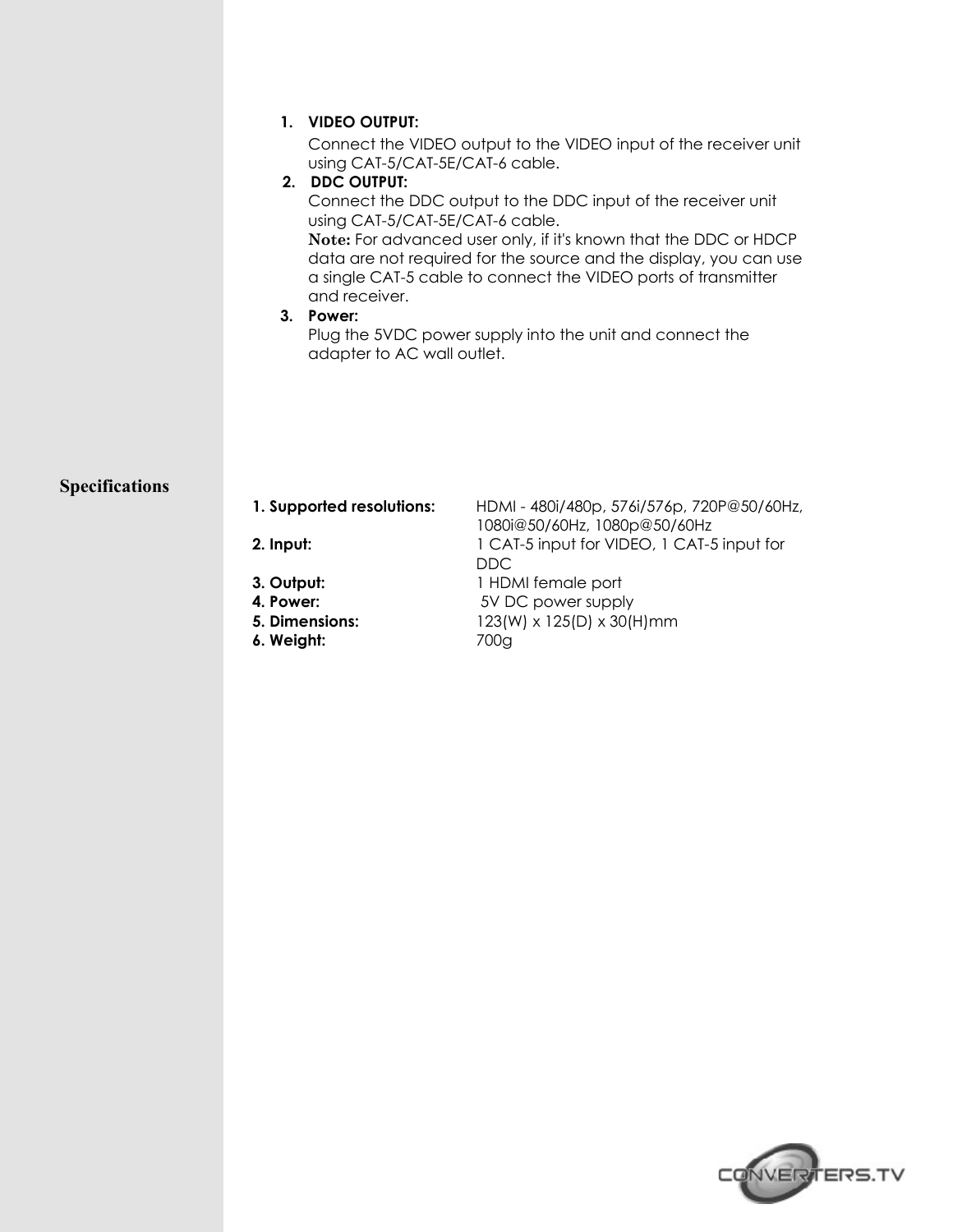1. **VIDEO OUTPUT:**
   Connect the VIDEO output to the VIDEO input of the receiver unit using CAT-5/CAT-5E/CAT-6 cable.
2. **DDC OUTPUT:**
   Connect the DDC output to the DDC input of the receiver unit using CAT-5/CAT-5E/CAT-6 cable.
   **Note:** For advanced user only, if it's known that the DDC or HDCP data are not required for the source and the display, you can use a single CAT-5 cable to connect the VIDEO ports of transmitter and receiver.
3. **Power:**
   Plug the 5VDC power supply into the unit and connect the adapter to AC wall outlet.

## Specifications

| | |
|---|---|
| **1. Supported resolutions:** | HDMI - 480i/480p, 576i/576p, 720P@50/60Hz, 1080i@50/60Hz, 1080p@50/60Hz |
| **2. Input:** | 1 CAT-5 input for VIDEO, 1 CAT-5 input for DDC |
| **3. Output:** | 1 HDMI female port |
| **4. Power:** | 5V DC power supply |
| **5. Dimensions:** | 123(W) x 125(D) x 30(H)mm |
| **6. Weight:** | 700g |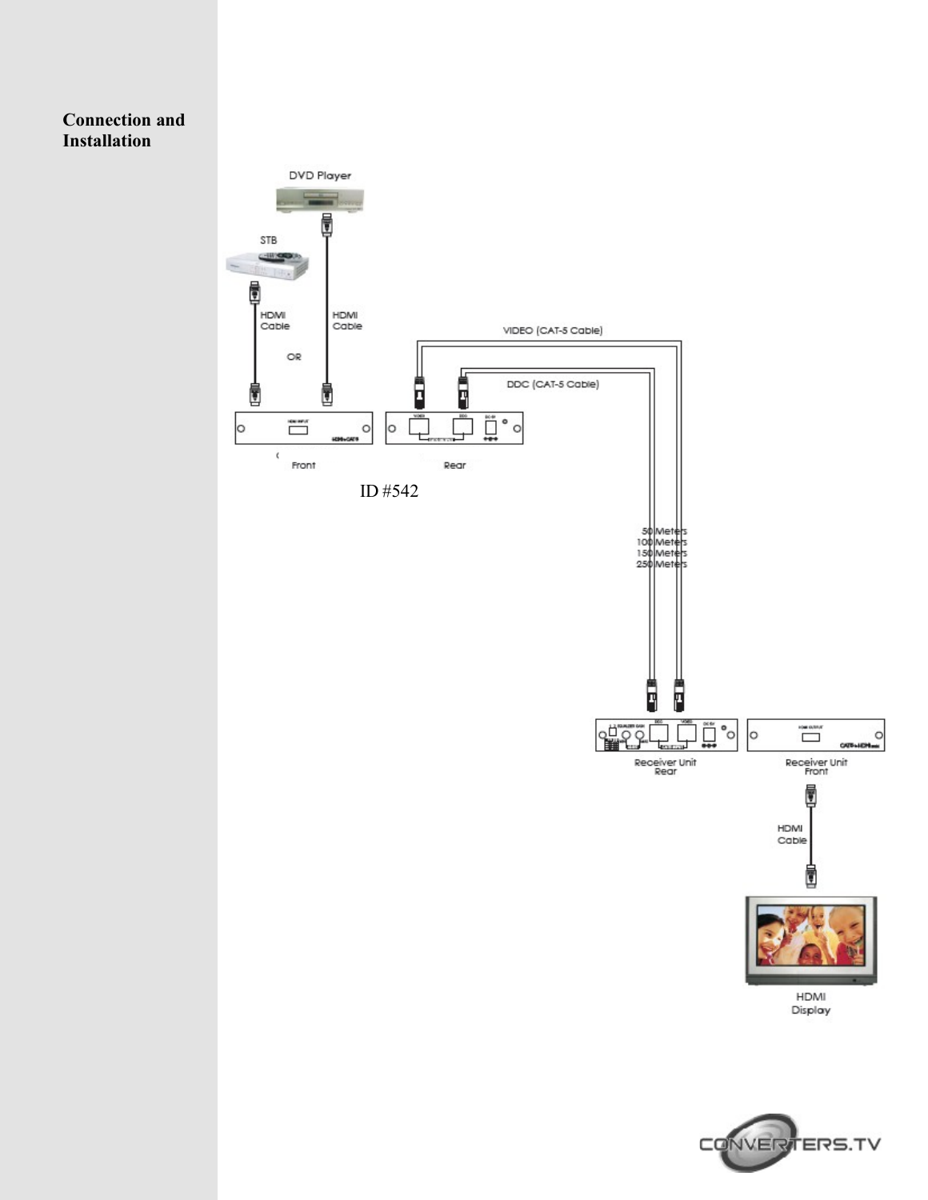## Connection and Installation

DVD Player

STB

HDMI Cable

HDMI Cable

OR

VIDEO (CAT-5 Cable)

DDC (CAT-5 Cable)

Front

Rear

ID #542

50 Meters
100 Meters
150 Meters
250 Meters

Receiver Unit Rear

Receiver Unit Front

HDMI Cable

HDMI Display